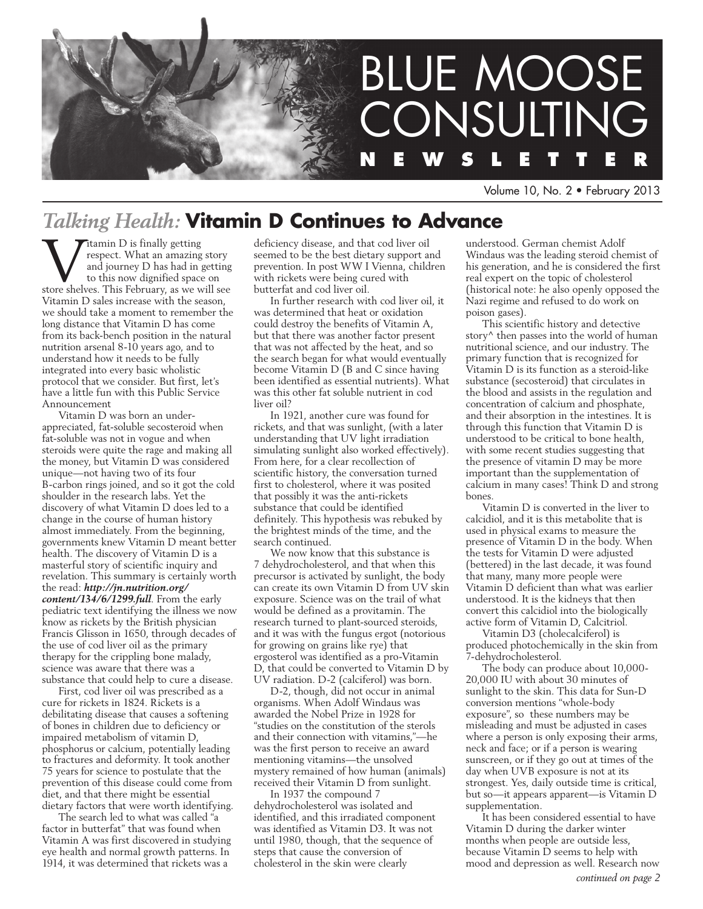# BLUE MOOSE CONSULTING NEWSLETTER

Volume 10, No. 2 • February 2013

## *Talking Health:* **Vitamin D Continues to Advance**

Vitamin D is finally getting respect. What an amazing story and journey D has had in getting to this now dignified space on store shelves. This February, as we will see Vitamin D sales increase with the season, we should take a moment to remember the long distance that Vitamin D has come from its back-bench position in the natural nutrition arsenal 8-10 years ago, and to understand how it needs to be fully integrated into every basic wholistic protocol that we consider. But first, let's have a little fun with this Public Service Announcement

Vitamin D was born an under-appreciated, fat-soluble secosteroid when fat-soluble was not in vogue and when steroids were quite the rage and making all the money, but Vitamin D was considered unique—not having two of its four B-carbon rings joined, and so it got the cold shoulder in the research labs. Yet the discovery of what Vitamin D does led to a change in the course of human history almost immediately. From the beginning, governments knew Vitamin D meant better health. The discovery of Vitamin D is a masterful story of scientific inquiry and revelation. This summary is certainly worth the read: ***http://jn.nutrition.org/content/134/6/1299.full***. From the early pediatric text identifying the illness we now know as rickets by the British physician Francis Glisson in 1650, through decades of the use of cod liver oil as the primary therapy for the crippling bone malady, science was aware that there was a substance that could help to cure a disease.

First, cod liver oil was prescribed as a cure for rickets in 1824. Rickets is a debilitating disease that causes a softening of bones in children due to deficiency or impaired metabolism of vitamin D, phosphorus or calcium, potentially leading to fractures and deformity. It took another 75 years for science to postulate that the prevention of this disease could come from diet, and that there might be essential dietary factors that were worth identifying.

The search led to what was called "a factor in butterfat" that was found when Vitamin A was first discovered in studying eye health and normal growth patterns. In 1914, it was determined that rickets was a deficiency disease, and that cod liver oil seemed to be the best dietary support and prevention. In post WW I Vienna, children with rickets were being cured with butterfat and cod liver oil.

In further research with cod liver oil, it was determined that heat or oxidation could destroy the benefits of Vitamin A, but that there was another factor present that was not affected by the heat, and so the search began for what would eventually become Vitamin D (B and C since having been identified as essential nutrients). What was this other fat soluble nutrient in cod liver oil?

In 1921, another cure was found for rickets, and that was sunlight, (with a later understanding that UV light irradiation simulating sunlight also worked effectively). From here, for a clear recollection of scientific history, the conversation turned first to cholesterol, where it was posited that possibly it was the anti-rickets substance that could be identified definitely. This hypothesis was rebuked by the brightest minds of the time, and the search continued.

We now know that this substance is 7 dehydrocholesterol, and that when this precursor is activated by sunlight, the body can create its own Vitamin D from UV skin exposure. Science was on the trail of what would be defined as a provitamin. The research turned to plant-sourced steroids, and it was with the fungus ergot (notorious for growing on grains like rye) that ergosterol was identified as a pro-Vitamin D, that could be converted to Vitamin D by UV radiation. D-2 (calciferol) was born.

D-2, though, did not occur in animal organisms. When Adolf Windaus was awarded the Nobel Prize in 1928 for "studies on the constitution of the sterols and their connection with vitamins,"—he was the first person to receive an award mentioning vitamins—the unsolved mystery remained of how human (animals) received their Vitamin D from sunlight.

In 1937 the compound 7 dehydrocholesterol was isolated and identified, and this irradiated component was identified as Vitamin D3. It was not until 1980, though, that the sequence of steps that cause the conversion of cholesterol in the skin were clearly understood. German chemist Adolf Windaus was the leading steroid chemist of his generation, and he is considered the first real expert on the topic of cholesterol (historical note: he also openly opposed the Nazi regime and refused to do work on poison gases).

This scientific history and detective story^ then passes into the world of human nutritional science, and our industry. The primary function that is recognized for Vitamin D is its function as a steroid-like substance (secosteroid) that circulates in the blood and assists in the regulation and concentration of calcium and phosphate, and their absorption in the intestines. It is through this function that Vitamin D is understood to be critical to bone health, with some recent studies suggesting that the presence of vitamin D may be more important than the supplementation of calcium in many cases! Think D and strong bones.

Vitamin D is converted in the liver to calcidiol, and it is this metabolite that is used in physical exams to measure the presence of Vitamin D in the body. When the tests for Vitamin D were adjusted (bettered) in the last decade, it was found that many, many more people were Vitamin D deficient than what was earlier understood. It is the kidneys that then convert this calcidiol into the biologically active form of Vitamin D, Calcitriol.

Vitamin D3 (cholecalciferol) is produced photochemically in the skin from 7-dehydrocholesterol.

The body can produce about 10,000-20,000 IU with about 30 minutes of sunlight to the skin. This data for Sun-D conversion mentions "whole-body exposure", so these numbers may be misleading and must be adjusted in cases where a person is only exposing their arms, neck and face; or if a person is wearing sunscreen, or if they go out at times of the day when UVB exposure is not at its strongest. Yes, daily outside time is critical, but so—it appears apparent—is Vitamin D supplementation.

It has been considered essential to have Vitamin D during the darker winter months when people are outside less, because Vitamin D seems to help with mood and depression as well. Research now

*continued on page 2*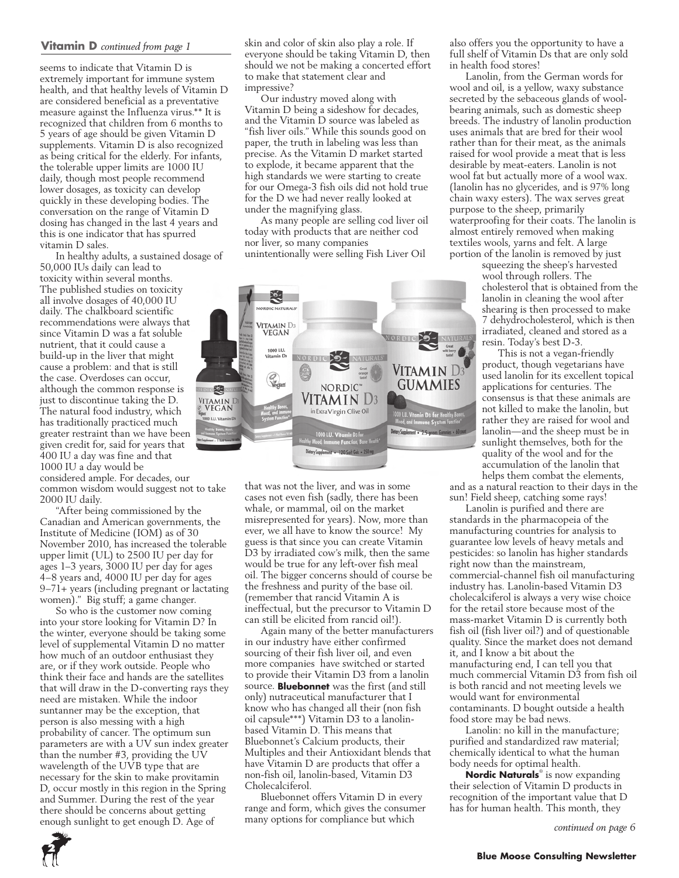**Vitamin D** *continued from page 1*

seems to indicate that Vitamin D is extremely important for immune system health, and that healthy levels of Vitamin D are considered beneficial as a preventative measure against the Influenza virus.** It is recognized that children from 6 months to 5 years of age should be given Vitamin D supplements. Vitamin D is also recognized as being critical for the elderly. For infants, the tolerable upper limits are 1000 IU daily, though most people recommend lower dosages, as toxicity can develop quickly in these developing bodies. The conversation on the range of Vitamin D dosing has changed in the last 4 years and this is one indicator that has spurred vitamin D sales.

In healthy adults, a sustained dosage of 50,000 IUs daily can lead to toxicity within several months. The published studies on toxicity all involve dosages of 40,000 IU daily. The chalkboard scientific recommendations were always that since Vitamin D was a fat soluble nutrient, that it could cause a build-up in the liver that might cause a problem: and that is still the case. Overdoses can occur, although the common response is just to discontinue taking the D. The natural food industry, which has traditionally practiced much greater restraint than we have been given credit for, said for years that 400 IU a day was fine and that 1000 IU a day would be considered ample. For decades, our common wisdom would suggest not to take 2000 IU daily.

"After being commissioned by the Canadian and American governments, the Institute of Medicine (IOM) as of 30 November 2010, has increased the tolerable upper limit (UL) to 2500 IU per day for ages 1–3 years, 3000 IU per day for ages 4–8 years and, 4000 IU per day for ages 9–71+ years (including pregnant or lactating women)." Big stuff; a game changer.

So who is the customer now coming into your store looking for Vitamin D? In the winter, everyone should be taking some level of supplemental Vitamin D no matter how much of an outdoor enthusiast they are, or if they work outside. People who think their face and hands are the satellites that will draw in the D-converting rays they need are mistaken. While the indoor suntanner may be the exception, that person is also messing with a high probability of cancer. The optimum sun parameters are with a UV sun index greater than the number #3, providing the UV wavelength of the UVB type that are necessary for the skin to make provitamin D, occur mostly in this region in the Spring and Summer. During the rest of the year there should be concerns about getting enough sunlight to get enough D. Age of skin and color of skin also play a role. If everyone should be taking Vitamin D, then should we not be making a concerted effort to make that statement clear and impressive?

Our industry moved along with Vitamin D being a sideshow for decades, and the Vitamin D source was labeled as "fish liver oils." While this sounds good on paper, the truth in labeling was less than precise. As the Vitamin D market started to explode, it became apparent that the high standards we were starting to create for our Omega-3 fish oils did not hold true for the D we had never really looked at under the magnifying glass.

As many people are selling cod liver oil today with products that are neither cod nor liver, so many companies unintentionally were selling Fish Liver Oil that was not the liver, and was in some cases not even fish (sadly, there has been whale, or mammal, oil on the market misrepresented for years). Now, more than ever, we all have to know the source! My guess is that since you can create Vitamin D3 by irradiated cow's milk, then the same would be true for any left-over fish meal oil. The bigger concerns should of course be the freshness and purity of the base oil. (remember that rancid Vitamin A is ineffectual, but the precursor to Vitamin D can still be elicited from rancid oil!).

Again many of the better manufacturers in our industry have either confirmed sourcing of their fish liver oil, and even more companies have switched or started to provide their Vitamin D3 from a lanolin source. **Bluebonnet** was the first (and still only) nutraceutical manufacturer that I know who has changed all their (non fish oil capsule***) Vitamin D3 to a lanolin-based Vitamin D. This means that Bluebonnet's Calcium products, their Multiples and their Antioxidant blends that have Vitamin D are products that offer a non-fish oil, lanolin-based, Vitamin D3 Cholecalciferol.

Bluebonnet offers Vitamin D in every range and form, which gives the consumer many options for compliance but which also offers you the opportunity to have a full shelf of Vitamin Ds that are only sold in health food stores!

Lanolin, from the German words for wool and oil, is a yellow, waxy substance secreted by the sebaceous glands of wool-bearing animals, such as domestic sheep breeds. The industry of lanolin production uses animals that are bred for their wool rather than for their meat, as the animals raised for wool provide a meat that is less desirable by meat-eaters. Lanolin is not wool fat but actually more of a wool wax. (lanolin has no glycerides, and is 97% long chain waxy esters). The wax serves great purpose to the sheep, primarily waterproofing for their coats. The lanolin is almost entirely removed when making textiles wools, yarns and felt. A large portion of the lanolin is removed by just squeezing the sheep's harvested wool through rollers. The cholesterol that is obtained from the lanolin in cleaning the wool after shearing is then processed to make 7 dehydrocholesterol, which is then irradiated, cleaned and stored as a resin. Today's best D-3.

This is not a vegan-friendly product, though vegetarians have used lanolin for its excellent topical applications for centuries. The consensus is that these animals are not killed to make the lanolin, but rather they are raised for wool and lanolin—and the sheep must be in sunlight themselves, both for the quality of the wool and for the accumulation of the lanolin that helps them combat the elements, and as a natural reaction to their days in the sun! Field sheep, catching some rays!

Lanolin is purified and there are standards in the pharmacopeia of the manufacturing countries for analysis to guarantee low levels of heavy metals and pesticides: so lanolin has higher standards right now than the mainstream, commercial-channel fish oil manufacturing industry has. Lanolin-based Vitamin D3 cholecalciferol is always a very wise choice for the retail store because most of the mass-market Vitamin D is currently both fish oil (fish liver oil?) and of questionable quality. Since the market does not demand it, and I know a bit about the manufacturing end, I can tell you that much commercial Vitamin D3 from fish oil is both rancid and not meeting levels we would want for environmental contaminants. D bought outside a health food store may be bad news.

Lanolin: no kill in the manufacture; purified and standardized raw material; chemically identical to what the human body needs for optimal health.

**Nordic Naturals**® is now expanding their selection of Vitamin D products in recognition of the important value that D has for human health. This month, they

*continued on page 6*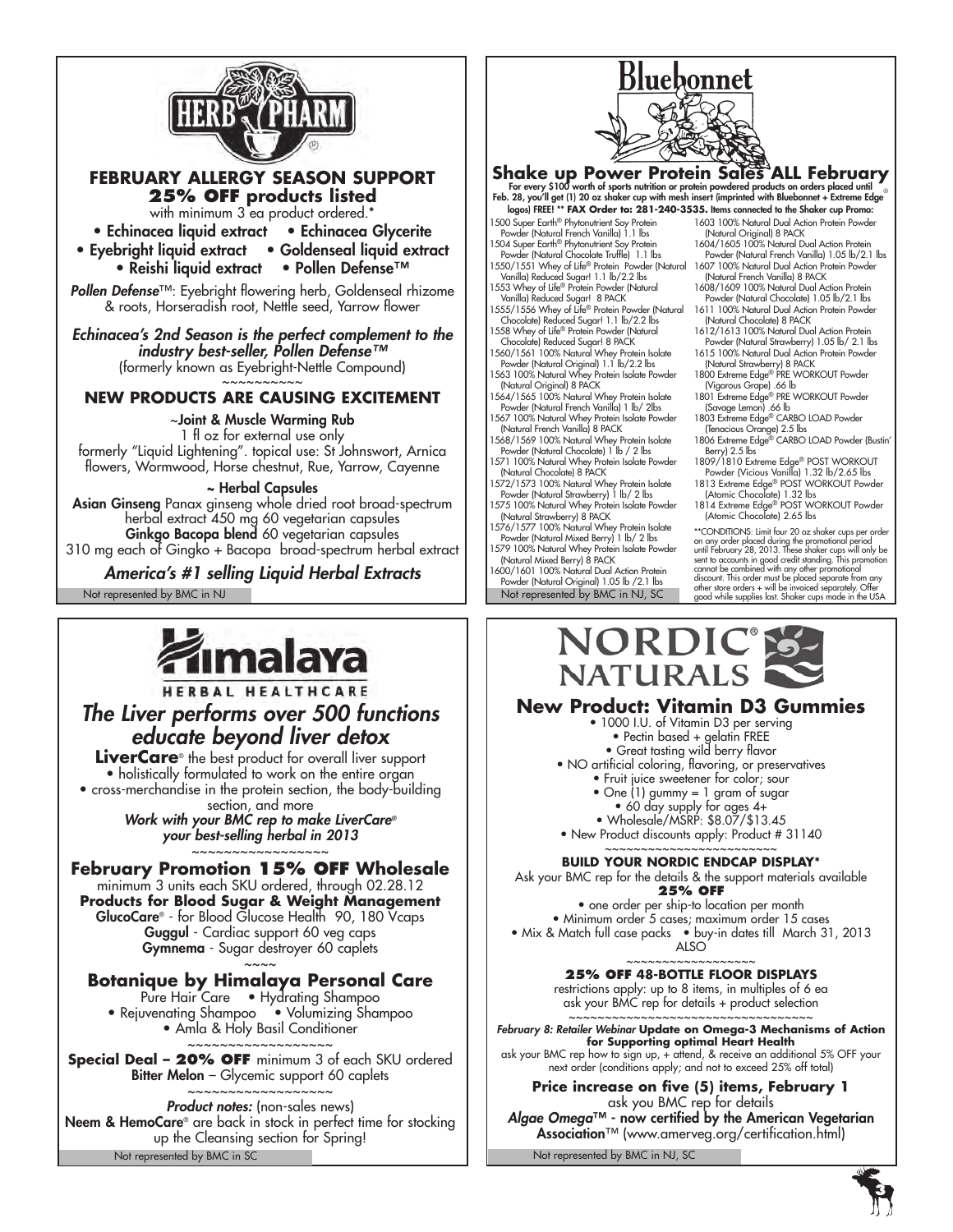# HERB PHARM

## FEBRUARY ALLERGY SEASON SUPPORT

## 25% OFF products listed

with minimum 3 ea product ordered.*

- Echinacea liquid extract
- Echinacea Glycerite
- Eyebright liquid extract
- Goldenseal liquid extract
- Reishi liquid extract
- Pollen Defense™

*Pollen Defense*™: Eyebright flowering herb, Goldenseal rhizome & roots, Horseradish root, Nettle seed, Yarrow flower

*Echinacea's 2nd Season is the perfect complement to the industry best-seller, Pollen Defense™*
(formerly known as Eyebright-Nettle Compound)

~~~~~~~~~~

## NEW PRODUCTS ARE CAUSING EXCITEMENT

~**Joint & Muscle Warming Rub**
1 fl oz for external use only
formerly "Liquid Lightening". topical use: St Johnswort, Arnica flowers, Wormwood, Horse chestnut, Rue, Yarrow, Cayenne

**~ Herbal Capsules**
**Asian Ginseng** Panax ginseng whole dried root broad-spectrum herbal extract 450 mg 60 vegetarian capsules
**Ginkgo Bacopa blend** 60 vegetarian capsules
310 mg each of Gingko + Bacopa broad-spectrum herbal extract

***America's #1 selling Liquid Herbal Extracts***

Not represented by BMC in NJ

---

# Bluebonnet

## Shake up Power Protein Sales ALL February

**For every $100 worth of sports nutrition or protein powdered products on orders placed until Feb. 28, you'll get (1) 20 oz shaker cup with mesh insert (imprinted with Bluebonnet + Extreme Edge logos) FREE! ** FAX Order to: 281-240-3535. Items connected to the Shaker cup Promo:**

1500 Super Earth® Phytonutrient Soy Protein Powder (Natural French Vanilla) 1.1 lbs
1504 Super Earth® Phytonutrient Soy Protein Powder (Natural Chocolate Truffle) 1.1 lbs
1550/1551 Whey of Life® Protein Powder (Natural Vanilla) Reduced Sugar! 1.1 lb/2.2 lbs
1553 Whey of Life® Protein Powder (Natural Vanilla) Reduced Sugar! 8 PACK
1555/1556 Whey of Life® Protein Powder (Natural Chocolate) Reduced Sugar! 1.1 lb/2.2 lbs
1558 Whey of Life® Protein Powder (Natural Chocolate) Reduced Sugar! 8 PACK
1560/1561 100% Natural Whey Protein Isolate Powder (Natural Original) 1.1 lb/2.2 lbs
1563 100% Natural Whey Protein Isolate Powder (Natural Original) 8 PACK
1564/1565 100% Natural Whey Protein Isolate Powder (Natural French Vanilla) 1 lb/ 2lbs
1567 100% Natural Whey Protein Isolate Powder (Natural French Vanilla) 8 PACK
1568/1569 100% Natural Whey Protein Isolate Powder (Natural Chocolate) 1 lb / 2 lbs
1571 100% Natural Whey Protein Isolate Powder (Natural Chocolate) 8 PACK
1572/1573 100% Natural Whey Protein Isolate Powder (Natural Strawberry) 1 lb/ 2 lbs
1575 100% Natural Whey Protein Isolate Powder (Natural Strawberry) 8 PACK
1576/1577 100% Natural Whey Protein Isolate Powder (Natural Mixed Berry) 1 lb/ 2 lbs
1579 100% Natural Whey Protein Isolate Powder (Natural Mixed Berry) 8 PACK
1600/1601 100% Natural Dual Action Protein Powder (Natural Original) 1.05 lb /2.1 lbs
1603 100% Natural Dual Action Protein Powder (Natural Original) 8 PACK
1604/1605 100% Natural Dual Action Protein Powder (Natural French Vanilla) 1.05 lb/2.1 lbs
1607 100% Natural Dual Action Protein Powder (Natural French Vanilla) 8 PACK
1608/1609 100% Natural Dual Action Protein Powder (Natural Chocolate) 1.05 lb/2.1 lbs
1611 100% Natural Dual Action Protein Powder (Natural Chocolate) 8 PACK
1612/1613 100% Natural Dual Action Protein Powder (Natural Strawberry) 1.05 lb/ 2.1 lbs
1615 100% Natural Dual Action Protein Powder (Natural Strawberry) 8 PACK
1800 Extreme Edge® PRE WORKOUT Powder (Vigorous Grape) .66 lb
1801 Extreme Edge® PRE WORKOUT Powder (Savage Lemon) .66 lb
1803 Extreme Edge® CARBO LOAD Powder (Tenacious Orange) 2.5 lbs
1806 Extreme Edge® CARBO LOAD Powder (Bustin' Berry) 2.5 lbs
1809/1810 Extreme Edge® POST WORKOUT Powder (Vicious Vanilla) 1.32 lb/2.65 lbs
1813 Extreme Edge® POST WORKOUT Powder (Atomic Chocolate) 1.32 lbs
1814 Extreme Edge® POST WORKOUT Powder (Atomic Chocolate) 2.65 lbs

**CONDITIONS: Limit four 20 oz shaker cups per order on any order placed during the promotional period until February 28, 2013. These shaker cups will only be sent to accounts in good credit standing. This promotion cannot be combined with any other promotional discount. This order must be placed separate from any other store orders + will be invoiced separately. Offer good while supplies last. Shaker cups made in the USA

Not represented by BMC in NJ, SC

---

# Himalaya

HERBAL HEALTHCARE

## *The Liver performs over 500 functions educate beyond liver detox*

**LiverCare**® the best product for overall liver support
- holistically formulated to work on the entire organ
- cross-merchandise in the protein section, the body-building section, and more

***Work with your BMC rep to make LiverCare® your best-selling herbal in 2013***

~~~~~~~~~~~~~~~~

## February Promotion 15% OFF Wholesale

minimum 3 units each SKU ordered, through 02.28.12

**Products for Blood Sugar & Weight Management**
**GlucoCare**® - for Blood Glucose Health 90, 180 Vcaps
**Guggul** - Cardiac support 60 veg caps
**Gymnema** - Sugar destroyer 60 caplets

~~~~

## Botanique by Himalaya Personal Care

- Pure Hair Care
- Hydrating Shampoo
- Rejuvenating Shampoo
- Volumizing Shampoo
- Amla & Holy Basil Conditioner

~~~~~~~~~~~~~~~~~~

**Special Deal – 20% OFF** minimum 3 of each SKU ordered
**Bitter Melon** – Glycemic support 60 caplets

~~~~~~~~~~~~~~~~~~

***Product notes:*** (non-sales news)
**Neem & HemoCare**® are back in stock in perfect time for stocking up the Cleansing section for Spring!

Not represented by BMC in SC

---

# NORDIC® NATURALS

## New Product: Vitamin D3 Gummies

- 1000 I.U. of Vitamin D3 per serving
- Pectin based + gelatin FREE
- Great tasting wild berry flavor
- NO artificial coloring, flavoring, or preservatives
- Fruit juice sweetener for color; sour
- One (1) gummy = 1 gram of sugar
- 60 day supply for ages 4+
- Wholesale/MSRP: $8.07/$13.45
- New Product discounts apply: Product # 31140

~~~~~~~~~~~~~~~~~~~~~~

**BUILD YOUR NORDIC ENDCAP DISPLAY***

Ask your BMC rep for the details & the support materials available

**25% OFF**

- one order per ship-to location per month
- Minimum order 5 cases; maximum order 15 cases
- Mix & Match full case packs
- buy-in dates till March 31, 2013

ALSO

~~~~~~~~~~~~~~~~

**25% OFF 48-BOTTLE FLOOR DISPLAYS**

restrictions apply: up to 8 items, in multiples of 6 ea
ask your BMC rep for details + product selection

~~~~~~~~~~~~~~~~~~~~~~~~~~~~~~~~~~

***February 8: Retailer Webinar* Update on Omega-3 Mechanisms of Action for Supporting optimal Heart Health**
ask your BMC rep how to sign up, + attend, & receive an additional 5% OFF your next order (conditions apply; and not to exceed 25% off total)

**Price increase on five (5) items, February 1**
ask you BMC rep for details

***Algae Omega*™ - now certified by the American Vegetarian Association**™ (www.amerveg.org/certification.html)

Not represented by BMC in NJ, SC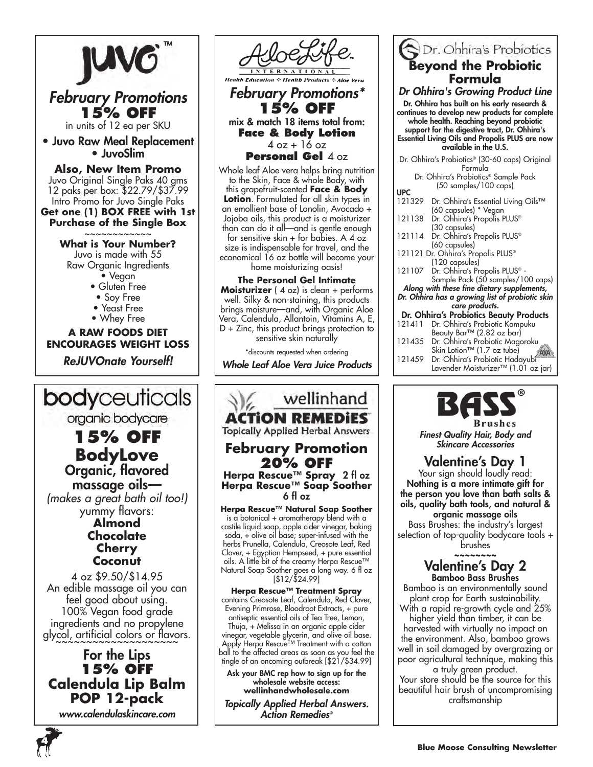# JUVO™

## *February Promotions*

## 15% OFF

in units of 12 ea per SKU

- Juvo Raw Meal Replacement
- JuvoSlim

**Also, New Item Promo**

Juvo Original Single Paks 40 gms
12 paks per box: $22.79/$37.99
Intro Promo for Juvo Single Paks
**Get one (1) BOX FREE with 1st Purchase of the Single Box**

~~~~~~~~~~~~~

**What is Your Number?**

Juvo is made with 55 Raw Organic Ingredients

- Vegan
- Gluten Free
- Soy Free
- Yeast Free
- Whey Free

**A RAW FOODS DIET ENCOURAGES WEIGHT LOSS**

*ReJUVOnate Yourself!*

# bodyceuticals

organic bodycare

## 15% OFF

## BodyLove

### Organic, flavored massage oils—

*(makes a great bath oil too!)*

yummy flavors:

**Almond**
**Chocolate**
**Cherry**
**Coconut**

4 oz $9.50/$14.95
An edible massage oil you can feel good about using.
100% Vegan food grade ingredients and no propylene glycol, artificial colors or flavors.

~~~~~~~~~~~~~~~~~~~~~~

### For the Lips

## 15% OFF

## Calendula Lip Balm POP 12-pack

*www.calendulaskincare.com*

# AloeLife INTERNATIONAL

Health Education ❖ Health Products ❖ Aloe Vera

## *February Promotions**

## 15% OFF

mix & match 18 items total from:
**Face & Body Lotion**
4 oz + 16 oz
**Personal Gel** 4 oz

Whole leaf Aloe vera helps bring nutrition to the Skin, Face & whole Body, with this grapefruit-scented **Face & Body Lotion**. Formulated for all skin types in an emollient base of Lanolin, Avocado + Jojoba oils, this product is a moisturizer than can do it all—and is gentle enough for sensitive skin + for babies. A 4 oz size is indispensable for travel, and the economical 16 oz bottle will become your home moisturizing oasis!

**The Personal Gel Intimate Moisturizer** ( 4 oz) is clean + performs well. Silky & non-staining, this products brings moisture—and, with Organic Aloe Vera, Calendula, Allantoin, Vitamins A, E, D + Zinc, this product brings protection to sensitive skin naturally

*discounts requested when ordering

*Whole Leaf Aloe Vera Juice Products*

# wellinhand ACTION REMEDIES™

Topically Applied Herbal Answers

## February Promotion

## 20% OFF

**Herpa Rescue™ Spray** 2 fl oz
**Herpa Rescue™ Soap Soother** 6 fl oz

**Herpa Rescue™ Natural Soap Soother** is a botanical + aromatherapy blend with a castile liquid soap, apple cider vinegar, baking soda, + olive oil base; super-infused with the herbs Prunella, Calendula, Creosote Leaf, Red Clover, + Egyptian Hempseed, + pure essential oils. A little bit of the creamy Herpa Rescue™ Natural Soap Soother goes a long way. 6 fl oz [$12/$24.99]

**Herpa Rescue™ Treatment Spray** contains Creosote Leaf, Calendula, Red Clover, Evening Primrose, Bloodroot Extracts, + pure antiseptic essential oils of Tea Tree, Lemon, Thuja, + Melissa in an organic apple cider vinegar, vegetable glycerin, and olive oil base. Apply Herpa Rescue™ Treatment with a cotton ball to the affected areas as soon as you feel the tingle of an oncoming outbreak [$21/$34.99]

**Ask your BMC rep how to sign up for the wholesale website access: wellinhandwholesale.com**

*Topically Applied Herbal Answers. Action Remedies®*

# Dr. Ohhira's Probiotics

## Beyond the Probiotic Formula

### *Dr Ohhira's Growing Product Line*

**Dr. Ohhira has built on his early research & continues to develop new products for complete whole health. Reaching beyond probiotic support for the digestive tract, Dr. Ohhira's Essential Living Oils and Propolis PLUS are now available in the U.S.**

Dr. Ohhira's Probiotics® (30-60 caps) Original Formula
Dr. Ohhira's Probiotics® Sample Pack (50 samples/100 caps)

| UPC | |
|---|---|
| 121329 | Dr. Ohhira's Essential Living Oils™ (60 capsules) * Vegan |
| 121138 | Dr. Ohhira's Propolis PLUS® (30 capsules) |
| 121114 | Dr. Ohhira's Propolis PLUS® (60 capsules) |
| 121121 | Dr. Ohhira's Propolis PLUS® (120 capsules) |
| 121107 | Dr. Ohhira's Propolis PLUS® - Sample Pack (50 samples/100 caps) |

***Along with these fine dietary supplements, Dr. Ohhira has a growing list of probiotic skin care products.***

**Dr. Ohhira's Probiotics Beauty Products**

| | |
|---|---|
| 121411 | Dr. Ohhira's Probiotic Kampuku Beauty Bar™ (2.82 oz bar) |
| 121435 | Dr. Ohhira's Probiotic Magoroku Skin Lotion™ (1.7 oz tube) |
| 121459 | Dr. Ohhira's Probiotic Hadayubi Lavender Moisturizer™ (1.01 oz jar) |

# BASS® Brushes

*Finest Quality Hair, Body and Skincare Accessories*

## Valentine's Day 1

Your sign should loudly read:
**Nothing is a more intimate gift for the person you love than bath salts & oils, quality bath tools, and natural & organic massage oils**
Bass Brushes: the industry's largest selection of top-quality bodycare tools + brushes

~~~~~~~~

## Valentine's Day 2

**Bamboo Bass Brushes**

Bamboo is an environmentally sound plant crop for Earth sustainability. With a rapid re-growth cycle and 25% higher yield than timber, it can be harvested with virtually no impact on the environment. Also, bamboo grows well in soil damaged by overgrazing or poor agricultural technique, making this a truly green product.
Your store should be the source for this beautiful hair brush of uncompromising craftsmanship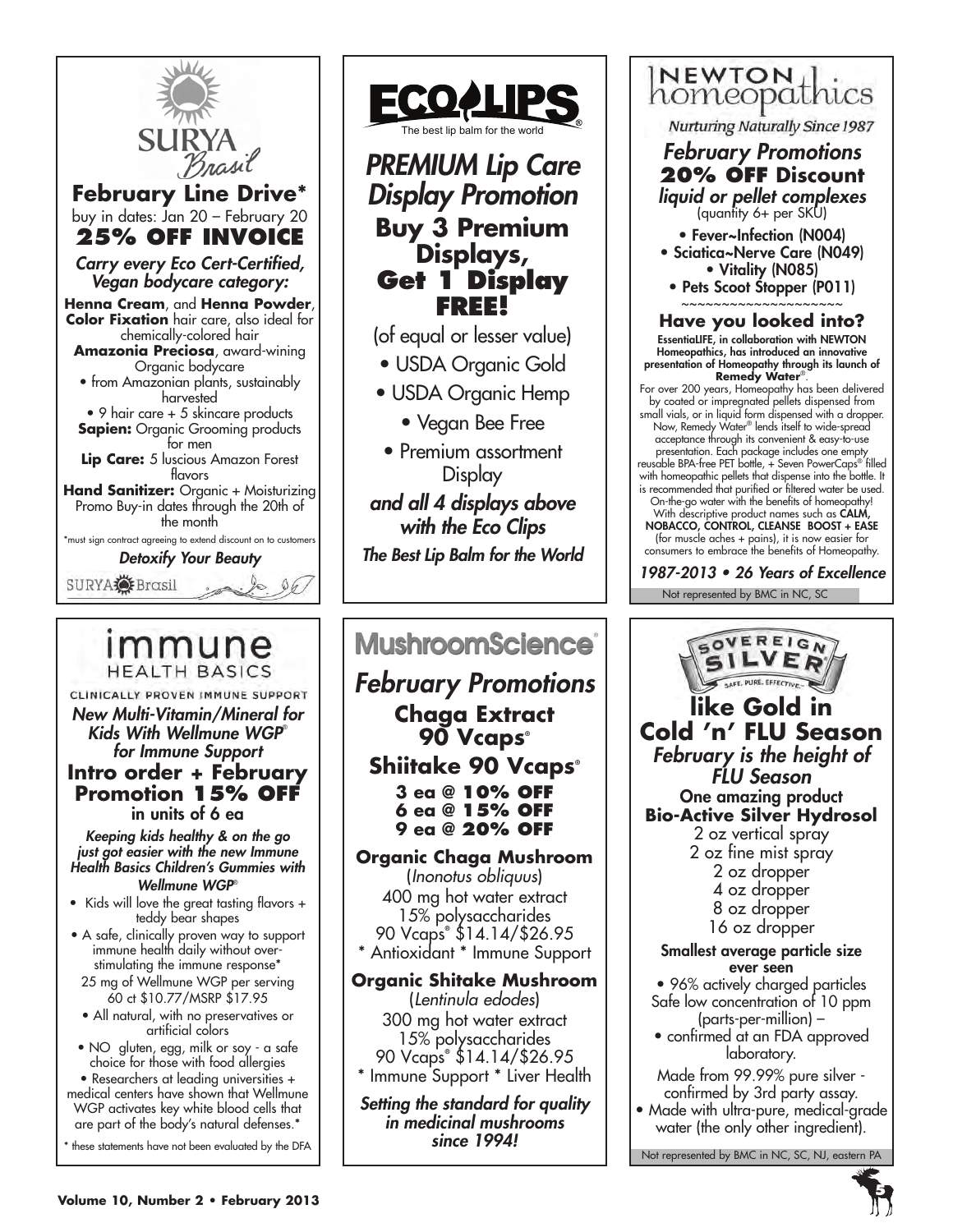## SURYA Brasil

### February Line Drive*

buy in dates: Jan 20 – February 20

**25% OFF INVOICE**

*Carry every Eco Cert-Certified, Vegan bodycare category:*

**Henna Cream**, and **Henna Powder**, **Color Fixation** hair care, also ideal for chemically-colored hair

**Amazonia Preciosa**, award-wining Organic bodycare

- from Amazonian plants, sustainably harvested
- 9 hair care + 5 skincare products

**Sapien:** Organic Grooming products for men

**Lip Care:** 5 luscious Amazon Forest flavors

**Hand Sanitizer:** Organic + Moisturizing

Promo Buy-in dates through the 20th of the month

*must sign contract agreeing to extend discount on to customers

*Detoxify Your Beauty*

SURYA Brasil

---

## ECO LIPS

The best lip balm for the world

### *PREMIUM Lip Care Display Promotion*

**Buy 3 Premium Displays, Get 1 Display FREE!**

(of equal or lesser value)

- USDA Organic Gold
- USDA Organic Hemp
- Vegan Bee Free
- Premium assortment Display

*and all 4 displays above with the Eco Clips*

*The Best Lip Balm for the World*

---

## NEWTON homeopathics

*Nurturing Naturally Since 1987*

### *February Promotions*

**20% OFF Discount**

*liquid or pellet complexes*

(quantity 6+ per SKU)

- Fever~Infection (N004)
- Sciatica~Nerve Care (N049)
- Vitality (N085)
- Pets Scoot Stopper (P011)

~~~~~~~~~~~~~~~~~~~~

**Have you looked into?**

EssentiaLIFE, in collaboration with NEWTON Homeopathics, has introduced an innovative presentation of Homeopathy through its launch of **Remedy Water**®.

For over 200 years, Homeopathy has been delivered by coated or impregnated pellets dispensed from small vials, or in liquid form dispensed with a dropper. Now, Remedy Water® lends itself to wide-spread acceptance through its convenient & easy-to-use presentation. Each package includes one empty reusable BPA-free PET bottle, + Seven PowerCaps® filled with homeopathic pellets that dispense into the bottle. It is recommended that purified or filtered water be used. On-the-go water with the benefits of homeopathy! With descriptive product names such as **CALM, NOBACCO, CONTROL, CLEANSE BOOST + EASE** (for muscle aches + pains), it is now easier for consumers to embrace the benefits of Homeopathy.

*1987-2013 • 26 Years of Excellence*

Not represented by BMC in NC, SC

---

## immune HEALTH BASICS

CLINICALLY PROVEN IMMUNE SUPPORT

*New Multi-Vitamin/Mineral for Kids With Wellmune WGP® for Immune Support*

**Intro order + February Promotion 15% OFF in units of 6 ea**

*Keeping kids healthy & on the go just got easier with the new Immune Health Basics Children's Gummies with Wellmune WGP®*

- Kids will love the great tasting flavors + teddy bear shapes
- A safe, clinically proven way to support immune health daily without over-stimulating the immune response*

25 mg of Wellmune WGP per serving

60 ct $10.77/MSRP $17.95

- All natural, with no preservatives or artificial colors
- NO gluten, egg, milk or soy - a safe choice for those with food allergies
- Researchers at leading universities + medical centers have shown that Wellmune WGP activates key white blood cells that are part of the body's natural defenses.*

* these statements have not been evaluated by the DFA

---

## MushroomScience®

### *February Promotions*

**Chaga Extract 90 Vcaps®**

**Shiitake 90 Vcaps®**

**3 ea @ 10% OFF**
**6 ea @ 15% OFF**
**9 ea @ 20% OFF**

**Organic Chaga Mushroom**
(*Inonotus obliquus*)
400 mg hot water extract
15% polysaccharides
90 Vcaps® $14.14/$26.95
* Antioxidant * Immune Support

**Organic Shitake Mushroom**
(*Lentinula edodes*)
300 mg hot water extract
15% polysaccharides
90 Vcaps® $14.14/$26.95
* Immune Support * Liver Health

*Setting the standard for quality in medicinal mushrooms since 1994!*

---

## SOVEREIGN SILVER

SAFE. PURE. EFFECTIVE.

### like Gold in Cold 'n' FLU Season

*February is the height of FLU Season*

**One amazing product**
**Bio-Active Silver Hydrosol**

2 oz vertical spray
2 oz fine mist spray
2 oz dropper
4 oz dropper
8 oz dropper
16 oz dropper

**Smallest average particle size ever seen**

- 96% actively charged particles

Safe low concentration of 10 ppm (parts-per-million) –

- confirmed at an FDA approved laboratory.

Made from 99.99% pure silver - confirmed by 3rd party assay.

- Made with ultra-pure, medical-grade water (the only other ingredient).

Not represented by BMC in NC, SC, NJ, eastern PA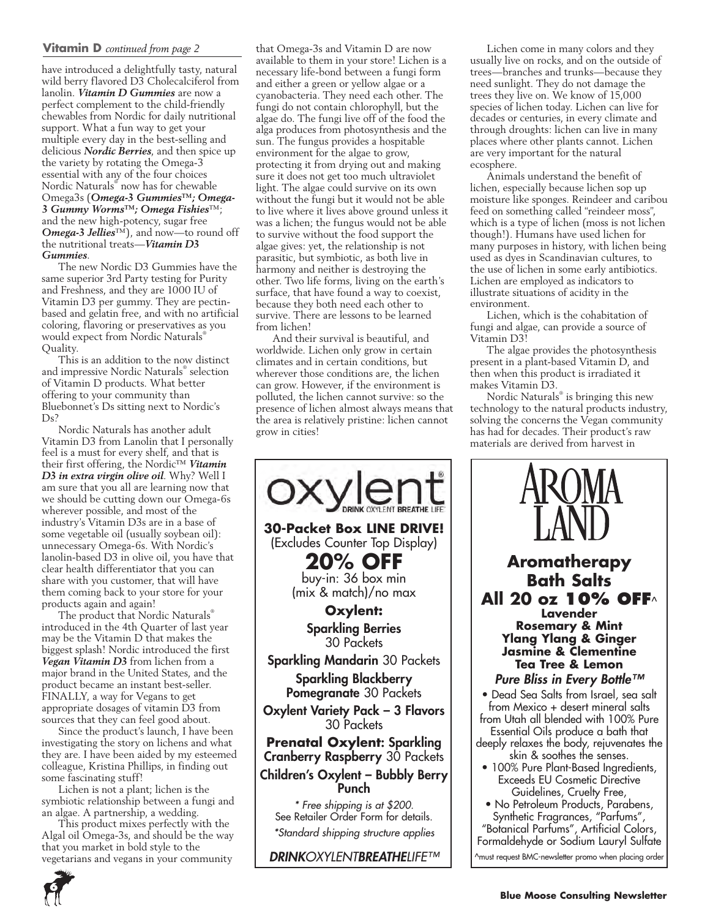**Vitamin D** *continued from page 2*

have introduced a delightfully tasty, natural wild berry flavored D3 Cholecalciferol from lanolin. ***Vitamin D Gummies*** are now a perfect complement to the child-friendly chewables from Nordic for daily nutritional support. What a fun way to get your multiple every day in the best-selling and delicious ***Nordic Berries***, and then spice up the variety by rotating the Omega-3 essential with any of the four choices Nordic Naturals® now has for chewable Omega3s (***Omega-3 Gummies™; Omega-3 Gummy Worms™; Omega Fishies***™; and the new high-potency, sugar free ***Omega-3 Jellies***™), and now—to round off the nutritional treats—***Vitamin D3 Gummies***.

The new Nordic D3 Gummies have the same superior 3rd Party testing for Purity and Freshness, and they are 1000 IU of Vitamin D3 per gummy. They are pectin-based and gelatin free, and with no artificial coloring, flavoring or preservatives as you would expect from Nordic Naturals® Quality.

This is an addition to the now distinct and impressive Nordic Naturals® selection of Vitamin D products. What better offering to your community than Bluebonnet's Ds sitting next to Nordic's Ds?

Nordic Naturals has another adult Vitamin D3 from Lanolin that I personally feel is a must for every shelf, and that is their first offering, the Nordic™ ***Vitamin D3 in extra virgin olive oil***. Why? Well I am sure that you all are learning now that we should be cutting down our Omega-6s wherever possible, and most of the industry's Vitamin D3s are in a base of some vegetable oil (usually soybean oil): unnecessary Omega-6s. With Nordic's lanolin-based D3 in olive oil, you have that clear health differentiator that you can share with you customer, that will have them coming back to your store for your products again and again!

The product that Nordic Naturals® introduced in the 4th Quarter of last year may be the Vitamin D that makes the biggest splash! Nordic introduced the first ***Vegan Vitamin D3*** from lichen from a major brand in the United States, and the product became an instant best-seller. FINALLY, a way for Vegans to get appropriate dosages of vitamin D3 from sources that they can feel good about.

Since the product's launch, I have been investigating the story on lichens and what they are. I have been aided by my esteemed colleague, Kristina Phillips, in finding out some fascinating stuff!

Lichen is not a plant; lichen is the symbiotic relationship between a fungi and an algae. A partnership, a wedding.

This product mixes perfectly with the Algal oil Omega-3s, and should be the way that you market in bold style to the vegetarians and vegans in your community that Omega-3s and Vitamin D are now available to them in your store! Lichen is a necessary life-bond between a fungi form and either a green or yellow algae or a cyanobacteria. They need each other. The fungi do not contain chlorophyll, but the algae do. The fungi live off of the food the alga produces from photosynthesis and the sun. The fungus provides a hospitable environment for the algae to grow, protecting it from drying out and making sure it does not get too much ultraviolet light. The algae could survive on its own without the fungi but it would not be able to live where it lives above ground unless it was a lichen; the fungus would not be able to survive without the food support the algae gives: yet, the relationship is not parasitic, but symbiotic, as both live in harmony and neither is destroying the other. Two life forms, living on the earth's surface, that have found a way to coexist, because they both need each other to survive. There are lessons to be learned from lichen!

And their survival is beautiful, and worldwide. Lichen only grow in certain climates and in certain conditions, but wherever those conditions are, the lichen can grow. However, if the environment is polluted, the lichen cannot survive: so the presence of lichen almost always means that the area is relatively pristine: lichen cannot grow in cities!

Lichen come in many colors and they usually live on rocks, and on the outside of trees—branches and trunks—because they need sunlight. They do not damage the trees they live on. We know of 15,000 species of lichen today. Lichen can live for decades or centuries, in every climate and through droughts: lichen can live in many places where other plants cannot. Lichen are very important for the natural ecosphere.

Animals understand the benefit of lichen, especially because lichen sop up moisture like sponges. Reindeer and caribou feed on something called "reindeer moss", which is a type of lichen (moss is not lichen though!). Humans have used lichen for many purposes in history, with lichen being used as dyes in Scandinavian cultures, to the use of lichen in some early antibiotics. Lichen are employed as indicators to illustrate situations of acidity in the environment.

Lichen, which is the cohabitation of fungi and algae, can provide a source of Vitamin D3!

The algae provides the photosynthesis present in a plant-based Vitamin D, and then when this product is irradiated it makes Vitamin D3.

Nordic Naturals® is bringing this new technology to the natural products industry, solving the concerns the Vegan community has had for decades. Their product's raw materials are derived from harvest in

---

**oxylent®** DRINK OXYLENT BREATHE LIFE

**30-Packet Box LINE DRIVE!**
(Excludes Counter Top Display)

**20% OFF**
buy-in: 36 box min (mix & match)/no max

**Oxylent:**

**Sparkling Berries** 30 Packets

**Sparkling Mandarin** 30 Packets

**Sparkling Blackberry Pomegranate** 30 Packets

**Oxylent Variety Pack – 3 Flavors** 30 Packets

**Prenatal Oxylent: Sparkling Cranberry Raspberry** 30 Packets

**Children's Oxylent – Bubbly Berry Punch**

*\* Free shipping is at $200.*
See Retailer Order Form for details.
*\*Standard shipping structure applies*

***DRINK**OXYLENT**BREATHE**LIFE™*

---

**AROMA LAND**

**Aromatherapy Bath Salts**

**All 20 oz 10% OFF**^

**Lavender**
**Rosemary & Mint**
**Ylang Ylang & Ginger**
**Jasmine & Clementine**
**Tea Tree & Lemon**

***Pure Bliss in Every Bottle™***

- Dead Sea Salts from Israel, sea salt from Mexico + desert mineral salts from Utah all blended with 100% Pure Essential Oils produce a bath that deeply relaxes the body, rejuvenates the skin & soothes the senses.
- 100% Pure Plant-Based Ingredients, Exceeds EU Cosmetic Directive Guidelines, Cruelty Free,
- No Petroleum Products, Parabens, Synthetic Fragrances, "Parfums", "Botanical Parfums", Artificial Colors, Formaldehyde or Sodium Lauryl Sulfate

^must request BMC-newsletter promo when placing order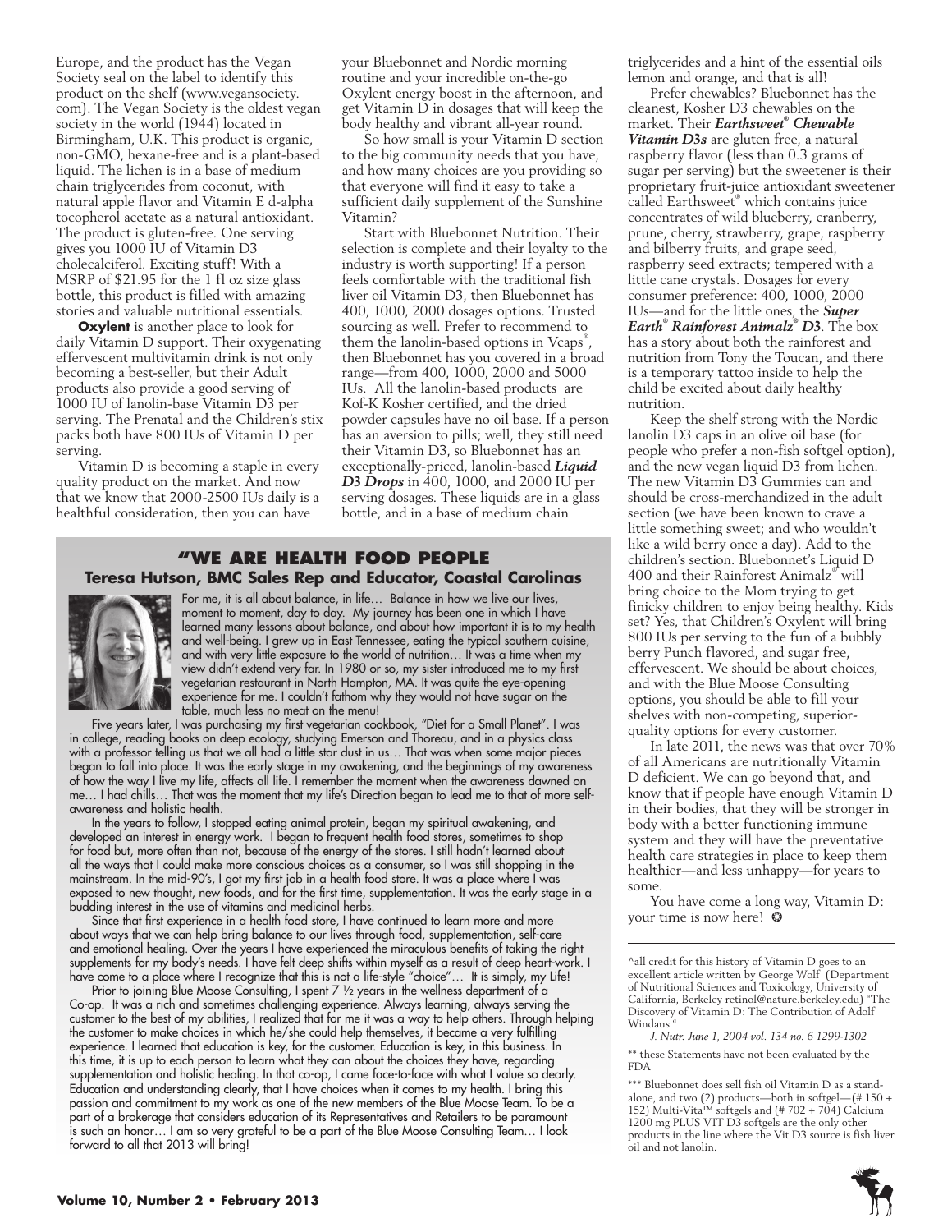Europe, and the product has the Vegan Society seal on the label to identify this product on the shelf (www.vegansociety.com). The Vegan Society is the oldest vegan society in the world (1944) located in Birmingham, U.K. This product is organic, non-GMO, hexane-free and is a plant-based liquid. The lichen is in a base of medium chain triglycerides from coconut, with natural apple flavor and Vitamin E d-alpha tocopherol acetate as a natural antioxidant. The product is gluten-free. One serving gives you 1000 IU of Vitamin D3 cholecalciferol. Exciting stuff! With a MSRP of $21.95 for the 1 fl oz size glass bottle, this product is filled with amazing stories and valuable nutritional essentials.

**Oxylent** is another place to look for daily Vitamin D support. Their oxygenating effervescent multivitamin drink is not only becoming a best-seller, but their Adult products also provide a good serving of 1000 IU of lanolin-base Vitamin D3 per serving. The Prenatal and the Children's stix packs both have 800 IUs of Vitamin D per serving.

Vitamin D is becoming a staple in every quality product on the market. And now that we know that 2000-2500 IUs daily is a healthful consideration, then you can have your Bluebonnet and Nordic morning routine and your incredible on-the-go Oxylent energy boost in the afternoon, and get Vitamin D in dosages that will keep the body healthy and vibrant all-year round.

So how small is your Vitamin D section to the big community needs that you have, and how many choices are you providing so that everyone will find it easy to take a sufficient daily supplement of the Sunshine Vitamin?

Start with Bluebonnet Nutrition. Their selection is complete and their loyalty to the industry is worth supporting! If a person feels comfortable with the traditional fish liver oil Vitamin D3, then Bluebonnet has 400, 1000, 2000 dosages options. Trusted sourcing as well. Prefer to recommend to them the lanolin-based options in Vcaps®, then Bluebonnet has you covered in a broad range—from 400, 1000, 2000 and 5000 IUs. All the lanolin-based products are Kof-K Kosher certified, and the dried powder capsules have no oil base. If a person has an aversion to pills; well, they still need their Vitamin D3, so Bluebonnet has an exceptionally-priced, lanolin-based ***Liquid D3 Drops*** in 400, 1000, and 2000 IU per serving dosages. These liquids are in a glass bottle, and in a base of medium chain triglycerides and a hint of the essential oils lemon and orange, and that is all!

Prefer chewables? Bluebonnet has the cleanest, Kosher D3 chewables on the market. Their ***Earthsweet® Chewable Vitamin D3s*** are gluten free, a natural raspberry flavor (less than 0.3 grams of sugar per serving) but the sweetener is their proprietary fruit-juice antioxidant sweetener called Earthsweet® which contains juice concentrates of wild blueberry, cranberry, prune, cherry, strawberry, grape, raspberry and bilberry fruits, and grape seed, raspberry seed extracts; tempered with a little cane crystals. Dosages for every consumer preference: 400, 1000, 2000 IUs—and for the little ones, the ***Super Earth® Rainforest Animalz® D3***. The box has a story about both the rainforest and nutrition from Tony the Toucan, and there is a temporary tattoo inside to help the child be excited about daily healthy nutrition.

Keep the shelf strong with the Nordic lanolin D3 caps in an olive oil base (for people who prefer a non-fish softgel option), and the new vegan liquid D3 from lichen. The new Vitamin D3 Gummies can and should be cross-merchandized in the adult section (we have been known to crave a little something sweet; and who wouldn't like a wild berry once a day). Add to the children's section. Bluebonnet's Liquid D 400 and their Rainforest Animalz® will bring choice to the Mom trying to get finicky children to enjoy being healthy. Kids set? Yes, that Children's Oxylent will bring 800 IUs per serving to the fun of a bubbly berry Punch flavored, and sugar free, effervescent. We should be about choices, and with the Blue Moose Consulting options, you should be able to fill your shelves with non-competing, superior-quality options for every customer.

In late 2011, the news was that over 70% of all Americans are nutritionally Vitamin D deficient. We can go beyond that, and know that if people have enough Vitamin D in their bodies, that they will be stronger in body with a better functioning immune system and they will have the preventative health care strategies in place to keep them healthier—and less unhappy—for years to some.

You have come a long way, Vitamin D: your time is now here! ✪

## "We Are Health Food People

### Teresa Hutson, BMC Sales Rep and Educator, Coastal Carolinas

For me, it is all about balance, in life… Balance in how we live our lives, moment to moment, day to day. My journey has been one in which I have learned many lessons about balance, and about how important it is to my health and well-being. I grew up in East Tennessee, eating the typical southern cuisine, and with very little exposure to the world of nutrition… It was a time when my view didn't extend very far. In 1980 or so, my sister introduced me to my first vegetarian restaurant in North Hampton, MA. It was quite the eye-opening experience for me. I couldn't fathom why they would not have sugar on the table, much less no meat on the menu!

Five years later, I was purchasing my first vegetarian cookbook, "Diet for a Small Planet". I was in college, reading books on deep ecology, studying Emerson and Thoreau, and in a physics class with a professor telling us that we all had a little star dust in us… That was when some major pieces began to fall into place. It was the early stage in my awakening, and the beginnings of my awareness of how the way I live my life, affects all life. I remember the moment when the awareness dawned on me… I had chills… That was the moment that my life's Direction began to lead me to that of more self-awareness and holistic health.

In the years to follow, I stopped eating animal protein, began my spiritual awakening, and developed an interest in energy work. I began to frequent health food stores, sometimes to shop for food but, more often than not, because of the energy of the stores. I still hadn't learned about all the ways that I could make more conscious choices as a consumer, so I was still shopping in the mainstream. In the mid-90's, I got my first job in a health food store. It was a place where I was exposed to new thought, new foods, and for the first time, supplementation. It was the early stage in a budding interest in the use of vitamins and medicinal herbs.

Since that first experience in a health food store, I have continued to learn more and more about ways that we can help bring balance to our lives through food, supplementation, self-care and emotional healing. Over the years I have experienced the miraculous benefits of taking the right supplements for my body's needs. I have felt deep shifts within myself as a result of deep heart-work. I have come to a place where I recognize that this is not a life-style "choice"… It is simply, my Life!

Prior to joining Blue Moose Consulting, I spent 7 ½ years in the wellness department of a Co-op. It was a rich and sometimes challenging experience. Always learning, always serving the customer to the best of my abilities, I realized that for me it was a way to help others. Through helping the customer to make choices in which he/she could help themselves, it became a very fulfilling experience. I learned that education is key, for the customer. Education is key, in this business. In this time, it is up to each person to learn what they can about the choices they have, regarding supplementation and holistic healing. In that co-op, I came face-to-face with what I value so dearly. Education and understanding clearly, that I have choices when it comes to my health. I bring this passion and commitment to my work as one of the new members of the Blue Moose Team. To be a part of a brokerage that considers education of its Representatives and Retailers to be paramount is such an honor… I am so very grateful to be a part of the Blue Moose Consulting Team… I look forward to all that 2013 will bring!

---

^all credit for this history of Vitamin D goes to an excellent article written by George Wolf (Department of Nutritional Sciences and Toxicology, University of California, Berkeley retinol@nature.berkeley.edu) "The Discovery of Vitamin D: The Contribution of Adolf Windaus "

*J. Nutr. June 1, 2004 vol. 134 no. 6 1299-1302*

** these Statements have not been evaluated by the FDA

*** Bluebonnet does sell fish oil Vitamin D as a stand-alone, and two (2) products—both in softgel—(# 150 + 152) Multi-Vita™ softgels and (# 702 + 704) Calcium 1200 mg PLUS VIT D3 softgels are the only other products in the line where the Vit D3 source is fish liver oil and not lanolin.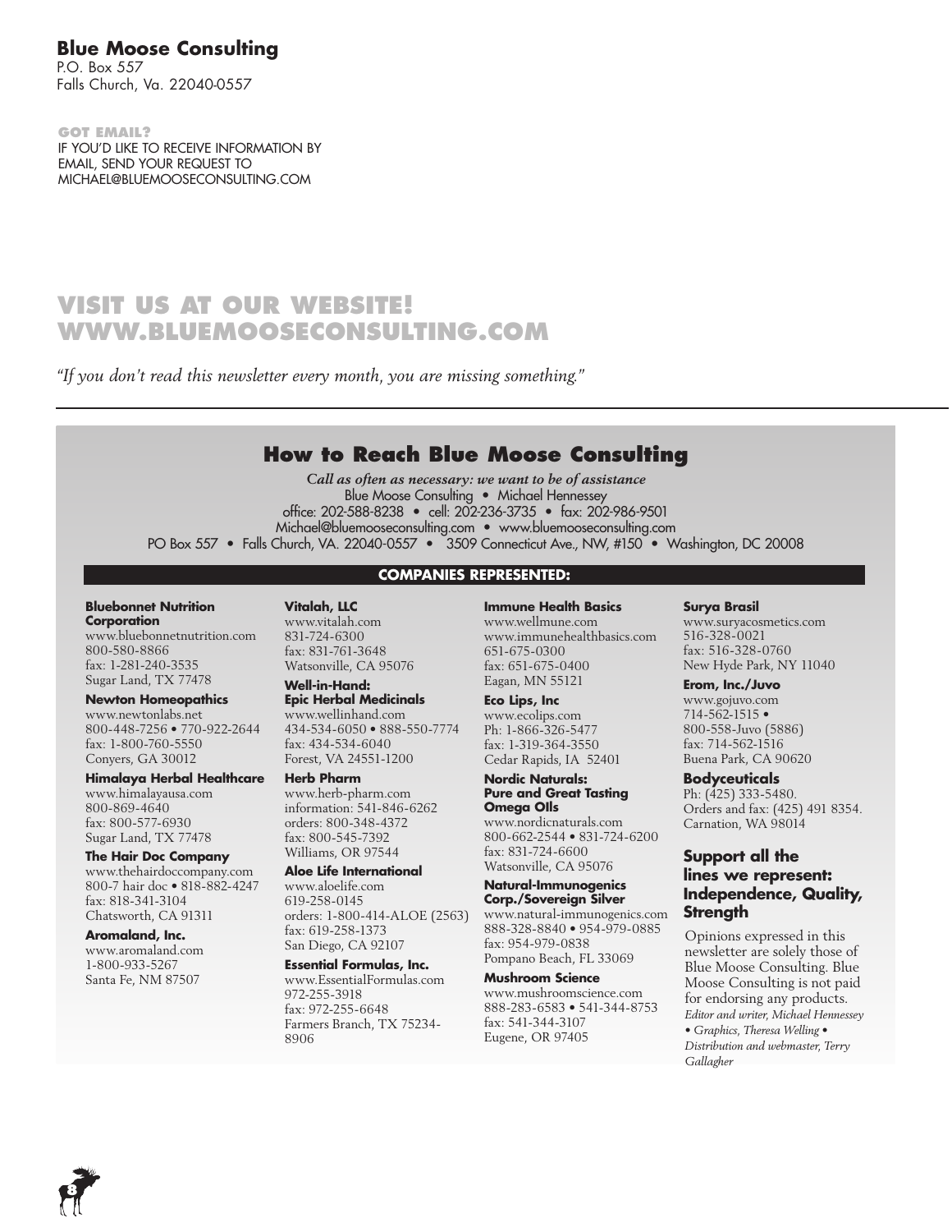**Blue Moose Consulting**
P.O. Box 557
Falls Church, Va. 22040-0557

**GOT EMAIL?**
IF YOU'D LIKE TO RECEIVE INFORMATION BY EMAIL, SEND YOUR REQUEST TO MICHAEL@BLUEMOOSECONSULTING.COM

## VISIT US AT OUR WEBSITE! WWW.BLUEMOOSECONSULTING.COM

*"If you don't read this newsletter every month, you are missing something."*

## How to Reach Blue Moose Consulting

***Call as often as necessary: we want to be of assistance***
Blue Moose Consulting • Michael Hennessey
office: 202-588-8238 • cell: 202-236-3735 • fax: 202-986-9501
Michael@bluemooseconsulting.com • www.bluemooseconsulting.com
PO Box 557 • Falls Church, VA. 22040-0557 • 3509 Connecticut Ave., NW, #150 • Washington, DC 20008

### COMPANIES REPRESENTED:

**Bluebonnet Nutrition Corporation**
www.bluebonnetnutrition.com
800-580-8866
fax: 1-281-240-3535
Sugar Land, TX 77478

**Newton Homeopathics**
www.newtonlabs.net
800-448-7256 • 770-922-2644
fax: 1-800-760-5550
Conyers, GA 30012

**Himalaya Herbal Healthcare**
www.himalayausa.com
800-869-4640
fax: 800-577-6930
Sugar Land, TX 77478

**The Hair Doc Company**
www.thehairdoccompany.com
800-7 hair doc • 818-882-4247
fax: 818-341-3104
Chatsworth, CA 91311

**Aromaland, Inc.**
www.aromaland.com
1-800-933-5267
Santa Fe, NM 87507

**Vitalah, LLC**
www.vitalah.com
831-724-6300
fax: 831-761-3648
Watsonville, CA 95076

**Well-in-Hand: Epic Herbal Medicinals**
www.wellinhand.com
434-534-6050 • 888-550-7774
fax: 434-534-6040
Forest, VA 24551-1200

**Herb Pharm**
www.herb-pharm.com
information: 541-846-6262
orders: 800-348-4372
fax: 800-545-7392
Williams, OR 97544

**Aloe Life International**
www.aloelife.com
619-258-0145
orders: 1-800-414-ALOE (2563)
fax: 619-258-1373
San Diego, CA 92107

**Essential Formulas, Inc.**
www.EssentialFormulas.com
972-255-3918
fax: 972-255-6648
Farmers Branch, TX 75234-8906

**Immune Health Basics**
www.wellmune.com
www.immunehealthbasics.com
651-675-0300
fax: 651-675-0400
Eagan, MN 55121

**Eco Lips, Inc**
www.ecolips.com
Ph: 1-866-326-5477
fax: 1-319-364-3550
Cedar Rapids, IA 52401

**Nordic Naturals: Pure and Great Tasting Omega Oils**
www.nordicnaturals.com
800-662-2544 • 831-724-6200
fax: 831-724-6600
Watsonville, CA 95076

**Natural-Immunogenics Corp./Sovereign Silver**
www.natural-immunogenics.com
888-328-8840 • 954-979-0885
fax: 954-979-0838
Pompano Beach, FL 33069

**Mushroom Science**
www.mushroomscience.com
888-283-6583 • 541-344-8753
fax: 541-344-3107
Eugene, OR 97405

**Surya Brasil**
www.suryacosmetics.com
516-328-0021
fax: 516-328-0760
New Hyde Park, NY 11040

**Erom, Inc./Juvo**
www.gojuvo.com
714-562-1515 •
800-558-Juvo (5886)
fax: 714-562-1516
Buena Park, CA 90620

**Bodyceuticals**
Ph: (425) 333-5480.
Orders and fax: (425) 491 8354.
Carnation, WA 98014

**Support all the lines we represent: Independence, Quality, Strength**

Opinions expressed in this newsletter are solely those of Blue Moose Consulting. Blue Moose Consulting is not paid for endorsing any products.
*Editor and writer, Michael Hennessey • Graphics, Theresa Welling • Distribution and webmaster, Terry Gallagher*